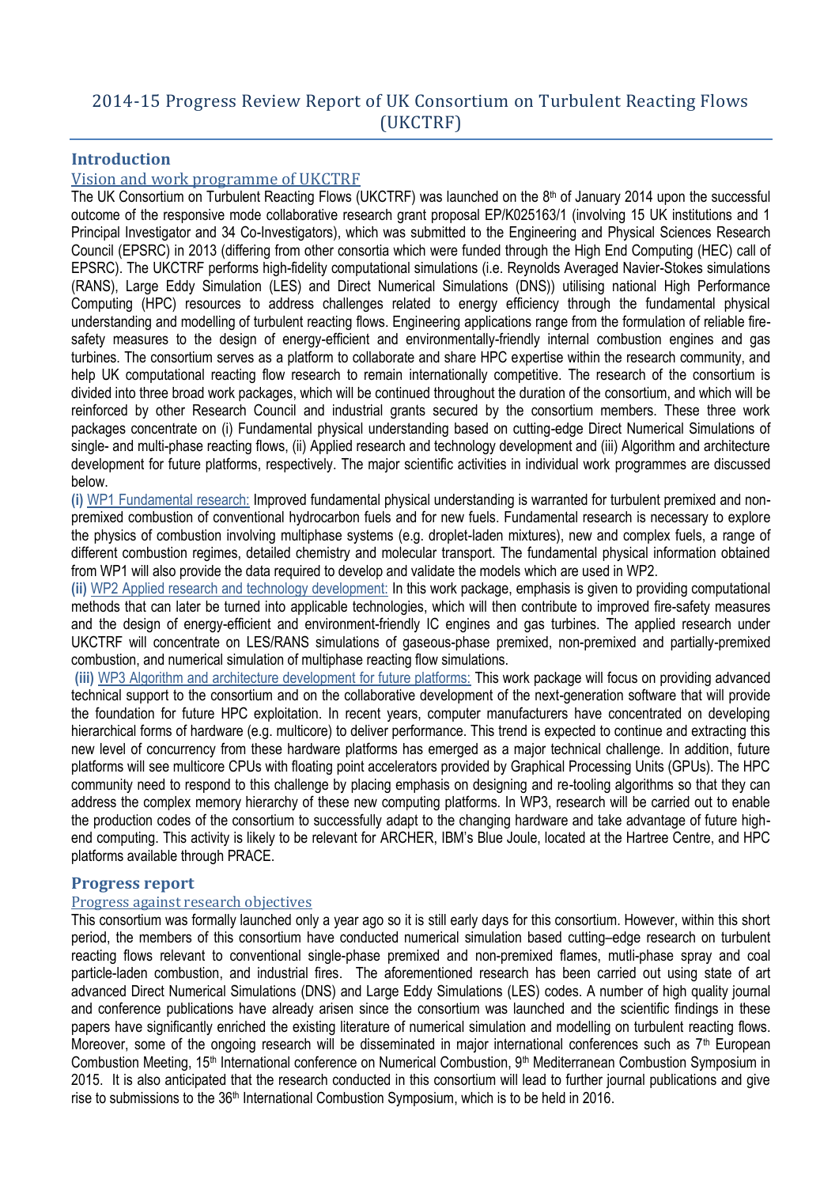# 2014-15 Progress Review Report of UK Consortium on Turbulent Reacting Flows (UKCTRF)

## Introduction

### Vision and work programme of UKCTRF

The UK Consortium on Turbulent Reacting Flows (UKCTRF) was launched on the 8th of January 2014 upon the successful outcome of the responsive mode collaborative research grant proposal EP/K025163/1 (involving 15 UK institutions and 1 Principal Investigator and 34 Co-Investigators), which was submitted to the Engineering and Physical Sciences Research Council (EPSRC) in 2013 (differing from other consortia which were funded through the High End Computing (HEC) call of EPSRC). The UKCTRF performs high-fidelity computational simulations (i.e. Reynolds Averaged Navier-Stokes simulations (RANS), Large Eddy Simulation (LES) and Direct Numerical Simulations (DNS)) utilising national High Performance Computing (HPC) resources to address challenges related to energy efficiency through the fundamental physical understanding and modelling of turbulent reacting flows. Engineering applications range from the formulation of reliable fire-safety measures to the design of energy-efficient and environmentally-friendly internal combustion engines and gas turbines. The consortium serves as a platform to collaborate and share HPC expertise within the research community, and help UK computational reacting flow research to remain internationally competitive. The research of the consortium is divided into three broad work packages, which will be continued throughout the duration of the consortium, and which will be reinforced by other Research Council and industrial grants secured by the consortium members. These three work packages concentrate on (i) Fundamental physical understanding based on cutting-edge Direct Numerical Simulations of single- and multi-phase reacting flows, (ii) Applied research and technology development and (iii) Algorithm and architecture development for future platforms, respectively. The major scientific activities in individual work programmes are discussed below.

**(i)** WP1 Fundamental research: Improved fundamental physical understanding is warranted for turbulent premixed and non-premixed combustion of conventional hydrocarbon fuels and for new fuels. Fundamental research is necessary to explore the physics of combustion involving multiphase systems (e.g. droplet-laden mixtures), new and complex fuels, a range of different combustion regimes, detailed chemistry and molecular transport. The fundamental physical information obtained from WP1 will also provide the data required to develop and validate the models which are used in WP2.

**(ii)** WP2 Applied research and technology development: In this work package, emphasis is given to providing computational methods that can later be turned into applicable technologies, which will then contribute to improved fire-safety measures and the design of energy-efficient and environment-friendly IC engines and gas turbines. The applied research under UKCTRF will concentrate on LES/RANS simulations of gaseous-phase premixed, non-premixed and partially-premixed combustion, and numerical simulation of multiphase reacting flow simulations.

**(iii)** WP3 Algorithm and architecture development for future platforms: This work package will focus on providing advanced technical support to the consortium and on the collaborative development of the next-generation software that will provide the foundation for future HPC exploitation. In recent years, computer manufacturers have concentrated on developing hierarchical forms of hardware (e.g. multicore) to deliver performance. This trend is expected to continue and extracting this new level of concurrency from these hardware platforms has emerged as a major technical challenge. In addition, future platforms will see multicore CPUs with floating point accelerators provided by Graphical Processing Units (GPUs). The HPC community need to respond to this challenge by placing emphasis on designing and re-tooling algorithms so that they can address the complex memory hierarchy of these new computing platforms. In WP3, research will be carried out to enable the production codes of the consortium to successfully adapt to the changing hardware and take advantage of future high-end computing. This activity is likely to be relevant for ARCHER, IBM's Blue Joule, located at the Hartree Centre, and HPC platforms available through PRACE.

## Progress report

### Progress against research objectives

This consortium was formally launched only a year ago so it is still early days for this consortium. However, within this short period, the members of this consortium have conducted numerical simulation based cutting–edge research on turbulent reacting flows relevant to conventional single-phase premixed and non-premixed flames, mutli-phase spray and coal particle-laden combustion, and industrial fires. The aforementioned research has been carried out using state of art advanced Direct Numerical Simulations (DNS) and Large Eddy Simulations (LES) codes. A number of high quality journal and conference publications have already arisen since the consortium was launched and the scientific findings in these papers have significantly enriched the existing literature of numerical simulation and modelling on turbulent reacting flows. Moreover, some of the ongoing research will be disseminated in major international conferences such as 7th European Combustion Meeting, 15th International conference on Numerical Combustion, 9th Mediterranean Combustion Symposium in 2015. It is also anticipated that the research conducted in this consortium will lead to further journal publications and give rise to submissions to the 36th International Combustion Symposium, which is to be held in 2016.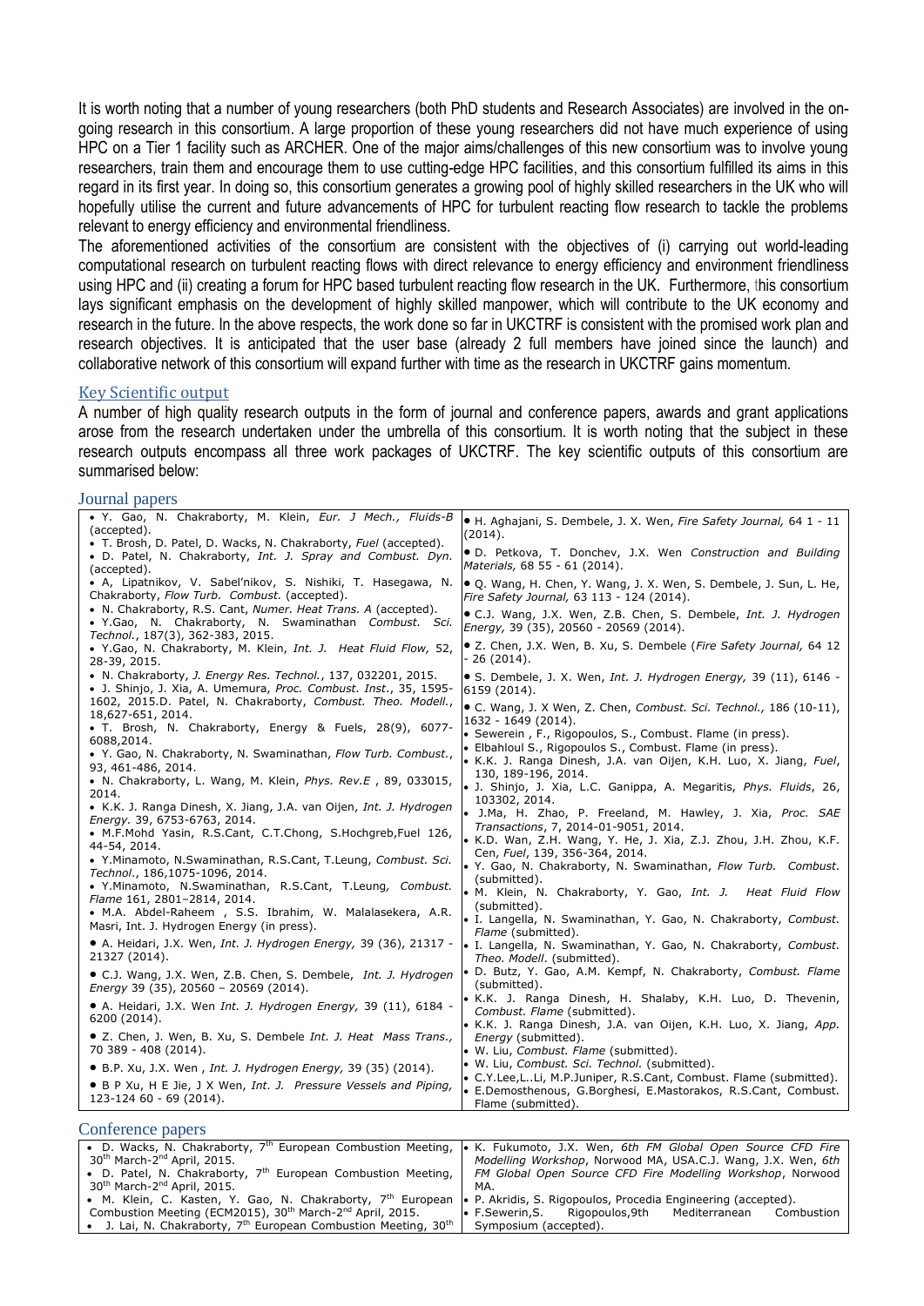It is worth noting that a number of young researchers (both PhD students and Research Associates) are involved in the on-going research in this consortium. A large proportion of these young researchers did not have much experience of using HPC on a Tier 1 facility such as ARCHER. One of the major aims/challenges of this new consortium was to involve young researchers, train them and encourage them to use cutting-edge HPC facilities, and this consortium fulfilled its aims in this regard in its first year. In doing so, this consortium generates a growing pool of highly skilled researchers in the UK who will hopefully utilise the current and future advancements of HPC for turbulent reacting flow research to tackle the problems relevant to energy efficiency and environmental friendliness.

The aforementioned activities of the consortium are consistent with the objectives of (i) carrying out world-leading computational research on turbulent reacting flows with direct relevance to energy efficiency and environment friendliness using HPC and (ii) creating a forum for HPC based turbulent reacting flow research in the UK. Furthermore, this consortium lays significant emphasis on the development of highly skilled manpower, which will contribute to the UK economy and research in the future. In the above respects, the work done so far in UKCTRF is consistent with the promised work plan and research objectives. It is anticipated that the user base (already 2 full members have joined since the launch) and collaborative network of this consortium will expand further with time as the research in UKCTRF gains momentum.

## Key Scientific output

A number of high quality research outputs in the form of journal and conference papers, awards and grant applications arose from the research undertaken under the umbrella of this consortium. It is worth noting that the subject in these research outputs encompass all three work packages of UKCTRF. The key scientific outputs of this consortium are summarised below:

### Journal papers

- Y. Gao, N. Chakraborty, M. Klein, *Eur. J Mech., Fluids-B* (accepted).
- T. Brosh, D. Patel, D. Wacks, N. Chakraborty, *Fuel* (accepted).
- D. Patel, N. Chakraborty, *Int. J. Spray and Combust. Dyn.* (accepted).
- A, Lipatnikov, V. Sabel'nikov, S. Nishiki, T. Hasegawa, N. Chakraborty, *Flow Turb. Combust.* (accepted).
- N. Chakraborty, R.S. Cant, *Numer. Heat Trans. A* (accepted).
- Y.Gao, N. Chakraborty, N. Swaminathan *Combust. Sci. Technol.*, 187(3), 362-383, 2015.
- Y.Gao, N. Chakraborty, M. Klein, *Int. J. Heat Fluid Flow,* 52, 28-39, 2015.
- N. Chakraborty, *J. Energy Res. Technol.*, 137, 032201, 2015.
- J. Shinjo, J. Xia, A. Umemura, *Proc. Combust. Inst.*, 35, 1595-1602, 2015.D. Patel, N. Chakraborty, *Combust. Theo. Modell.*, 18,627-651, 2014.
- T. Brosh, N. Chakraborty, Energy & Fuels, 28(9), 6077-6088,2014.
- Y. Gao, N. Chakraborty, N. Swaminathan, *Flow Turb. Combust.*, 93, 461-486, 2014.
- N. Chakraborty, L. Wang, M. Klein, *Phys. Rev.E* , 89, 033015, 2014.
- K.K. J. Ranga Dinesh, X. Jiang, J.A. van Oijen, *Int. J. Hydrogen Energy.* 39, 6753-6763, 2014.
- M.F.Mohd Yasin, R.S.Cant, C.T.Chong, S.Hochgreb,Fuel 126, 44-54, 2014.
- Y.Minamoto, N.Swaminathan, R.S.Cant, T.Leung, *Combust. Sci. Technol.*, 186,1075-1096, 2014.
- Y.Minamoto, N.Swaminathan, R.S.Cant, T.Leung, *Combust. Flame* 161, 2801–2814, 2014.
- M.A. Abdel-Raheem , S.S. Ibrahim, W. Malalasekera, A.R. Masri, Int. J. Hydrogen Energy (in press).
- A. Heidari, J.X. Wen, *Int. J. Hydrogen Energy,* 39 (36), 21317 - 21327 (2014).
- C.J. Wang, J.X. Wen, Z.B. Chen, S. Dembele, *Int. J. Hydrogen Energy* 39 (35), 20560 – 20569 (2014).
- A. Heidari, J.X. Wen *Int. J. Hydrogen Energy,* 39 (11), 6184 - 6200 (2014).
- Z. Chen, J. Wen, B. Xu, S. Dembele *Int. J. Heat Mass Trans.,* 70 389 - 408 (2014).
- B.P. Xu, J.X. Wen , *Int. J. Hydrogen Energy,* 39 (35) (2014).
- B P Xu, H E Jie, J X Wen, *Int. J. Pressure Vessels and Piping,* 123-124 60 - 69 (2014).
- H. Aghajani, S. Dembele, J. X. Wen, *Fire Safety Journal,* 64 1 - 11 (2014).
- D. Petkova, T. Donchev, J.X. Wen *Construction and Building Materials,* 68 55 - 61 (2014).
- Q. Wang, H. Chen, Y. Wang, J. X. Wen, S. Dembele, J. Sun, L. He, *Fire Safety Journal,* 63 113 - 124 (2014).
- C.J. Wang, J.X. Wen, Z.B. Chen, S. Dembele, *Int. J. Hydrogen Energy,* 39 (35), 20560 - 20569 (2014).
- Z. Chen, J.X. Wen, B. Xu, S. Dembele (*Fire Safety Journal,* 64 12 - 26 (2014).
- S. Dembele, J. X. Wen, *Int. J. Hydrogen Energy,* 39 (11), 6146 - 6159 (2014).
- C. Wang, J. X Wen, Z. Chen, *Combust. Sci. Technol.,* 186 (10-11), 1632 - 1649 (2014).
- Sewerein , F., Rigopoulos, S., Combust. Flame (in press).
- Elbahloul S., Rigopoulos S., Combust. Flame (in press).
- K.K. J. Ranga Dinesh, J.A. van Oijen, K.H. Luo, X. Jiang, *Fuel*, 130, 189-196, 2014.
- J. Shinjo, J. Xia, L.C. Ganippa, A. Megaritis, *Phys. Fluids*, 26, 103302, 2014.
- J.Ma, H. Zhao, P. Freeland, M. Hawley, J. Xia, *Proc. SAE Transactions*, 7, 2014-01-9051, 2014.
- K.D. Wan, Z.H. Wang, Y. He, J. Xia, Z.J. Zhou, J.H. Zhou, K.F. Cen, *Fuel*, 139, 356-364, 2014.
- Y. Gao, N. Chakraborty, N. Swaminathan, *Flow Turb. Combust.* (submitted).
- M. Klein, N. Chakraborty, Y. Gao, *Int. J. Heat Fluid Flow* (submitted).
- I. Langella, N. Swaminathan, Y. Gao, N. Chakraborty, *Combust. Flame* (submitted).
- I. Langella, N. Swaminathan, Y. Gao, N. Chakraborty, *Combust. Theo. Modell.* (submitted).
- D. Butz, Y. Gao, A.M. Kempf, N. Chakraborty, *Combust. Flame* (submitted).
- K.K. J. Ranga Dinesh, H. Shalaby, K.H. Luo, D. Thevenin, *Combust. Flame* (submitted).
- K.K. J. Ranga Dinesh, J.A. van Oijen, K.H. Luo, X. Jiang, *App. Energy* (submitted).
- W. Liu, *Combust. Flame* (submitted).
- W. Liu, *Combust. Sci. Technol.* (submitted).
- C.Y.Lee,L..Li, M.P.Juniper, R.S.Cant, Combust. Flame (submitted).
- E.Demosthenous, G.Borghesi, E.Mastorakos, R.S.Cant, Combust. Flame (submitted).

### Conference papers

- D. Wacks, N. Chakraborty, 7th European Combustion Meeting, 30th March-2nd April, 2015.
- D. Patel, N. Chakraborty, 7th European Combustion Meeting, 30th March-2nd April, 2015.
- M. Klein, C. Kasten, Y. Gao, N. Chakraborty, 7th European Combustion Meeting (ECM2015), 30th March-2nd April, 2015.
- J. Lai, N. Chakraborty, 7th European Combustion Meeting, 30th
- K. Fukumoto, J.X. Wen, *6th FM Global Open Source CFD Fire Modelling Workshop*, Norwood MA, USA.C.J. Wang, J.X. Wen, *6th FM Global Open Source CFD Fire Modelling Workshop*, Norwood MA.
- P. Akridis, S. Rigopoulos, Procedia Engineering (accepted).
- F.Sewerin,S. Rigopoulos,9th Mediterranean Combustion Symposium (accepted).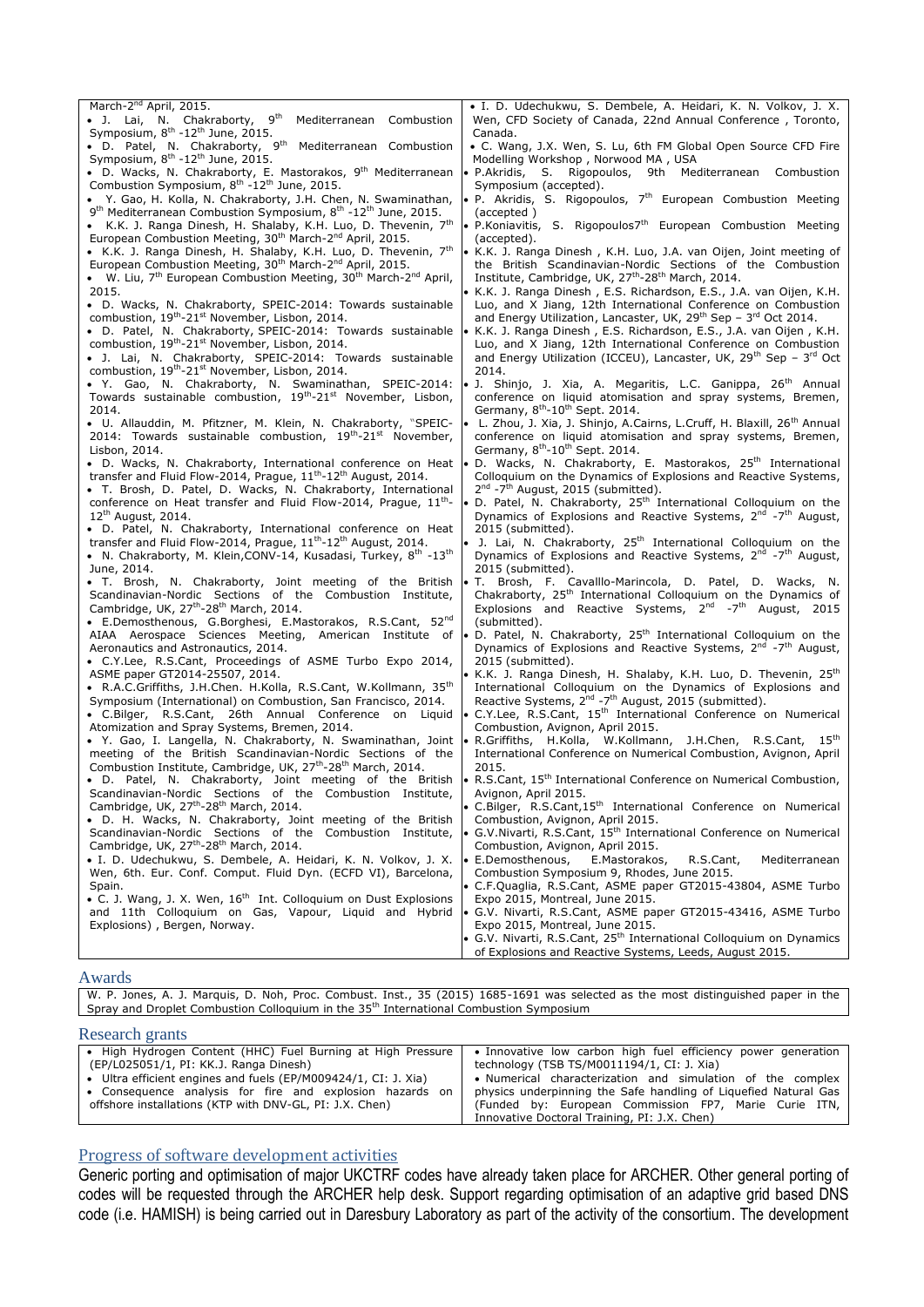March-2nd April, 2015.

- J. Lai, N. Chakraborty, 9th Mediterranean Combustion Symposium, 8th -12th June, 2015.
- D. Patel, N. Chakraborty, 9th Mediterranean Combustion Symposium, 8th -12th June, 2015.
- D. Wacks, N. Chakraborty, E. Mastorakos, 9th Mediterranean Combustion Symposium, 8th -12th June, 2015.
- Y. Gao, H. Kolla, N. Chakraborty, J.H. Chen, N. Swaminathan, 9th Mediterranean Combustion Symposium, 8th -12th June, 2015.
- K.K. J. Ranga Dinesh, H. Shalaby, K.H. Luo, D. Thevenin, 7th European Combustion Meeting, 30th March-2nd April, 2015.
- K.K. J. Ranga Dinesh, H. Shalaby, K.H. Luo, D. Thevenin, 7th European Combustion Meeting, 30th March-2nd April, 2015.
- W. Liu, 7th European Combustion Meeting, 30th March-2nd April, 2015.
- D. Wacks, N. Chakraborty, SPEIC-2014: Towards sustainable combustion, 19th-21st November, Lisbon, 2014.
- D. Patel, N. Chakraborty, SPEIC-2014: Towards sustainable combustion, 19th-21st November, Lisbon, 2014.
- J. Lai, N. Chakraborty, SPEIC-2014: Towards sustainable combustion, 19th-21st November, Lisbon, 2014.
- Y. Gao, N. Chakraborty, N. Swaminathan, SPEIC-2014: Towards sustainable combustion, 19th-21st November, Lisbon, 2014.
- U. Allauddin, M. Pfitzner, M. Klein, N. Chakraborty, "SPEIC-2014: Towards sustainable combustion, 19th-21st November, Lisbon, 2014.
- D. Wacks, N. Chakraborty, International conference on Heat transfer and Fluid Flow-2014, Prague, 11th-12th August, 2014.
- T. Brosh, D. Patel, D. Wacks, N. Chakraborty, International conference on Heat transfer and Fluid Flow-2014, Prague, 11th-12th August, 2014.
- D. Patel, N. Chakraborty, International conference on Heat transfer and Fluid Flow-2014, Prague, 11th-12th August, 2014.
- N. Chakraborty, M. Klein, CONV-14, Kusadasi, Turkey, 8th -13th June, 2014.
- T. Brosh, N. Chakraborty, Joint meeting of the British Scandinavian-Nordic Sections of the Combustion Institute, Cambridge, UK, 27th-28th March, 2014.
- E.Demosthenous, G.Borghesi, E.Mastorakos, R.S.Cant, 52nd AIAA Aerospace Sciences Meeting, American Institute of Aeronautics and Astronautics, 2014.
- C.Y.Lee, R.S.Cant, Proceedings of ASME Turbo Expo 2014, ASME paper GT2014-25507, 2014.
- R.A.C.Griffiths, J.H.Chen. H.Kolla, R.S.Cant, W.Kollmann, 35th Symposium (International) on Combustion, San Francisco, 2014.
- C.Bilger, R.S.Cant, 26th Annual Conference on Liquid Atomization and Spray Systems, Bremen, 2014.
- Y. Gao, I. Langella, N. Chakraborty, N. Swaminathan, Joint meeting of the British Scandinavian-Nordic Sections of the Combustion Institute, Cambridge, UK, 27th-28th March, 2014.
- D. Patel, N. Chakraborty, Joint meeting of the British Scandinavian-Nordic Sections of the Combustion Institute, Cambridge, UK, 27th-28th March, 2014.
- D. H. Wacks, N. Chakraborty, Joint meeting of the British Scandinavian-Nordic Sections of the Combustion Institute, Cambridge, UK, 27th-28th March, 2014.
- I. D. Udechukwu, S. Dembele, A. Heidari, K. N. Volkov, J. X. Wen, 6th. Eur. Conf. Comput. Fluid Dyn. (ECFD VI), Barcelona, Spain.
- C. J. Wang, J. X. Wen, 16th Int. Colloquium on Dust Explosions and 11th Colloquium on Gas, Vapour, Liquid and Hybrid Explosions) , Bergen, Norway.
- I. D. Udechukwu, S. Dembele, A. Heidari, K. N. Volkov, J. X. Wen, CFD Society of Canada, 22nd Annual Conference , Toronto, Canada.
- C. Wang, J.X. Wen, S. Lu, 6th FM Global Open Source CFD Fire Modelling Workshop , Norwood MA , USA
- P.Akridis, S. Rigopoulos, 9th Mediterranean Combustion Symposium (accepted).
- P. Akridis, S. Rigopoulos, 7th European Combustion Meeting (accepted )
- P.Koniavitis, S. Rigopoulos7th European Combustion Meeting (accepted).
- K.K. J. Ranga Dinesh , K.H. Luo, J.A. van Oijen, Joint meeting of the British Scandinavian-Nordic Sections of the Combustion Institute, Cambridge, UK, 27th-28th March, 2014.
- K.K. J. Ranga Dinesh , E.S. Richardson, E.S., J.A. van Oijen, K.H. Luo, and X Jiang, 12th International Conference on Combustion and Energy Utilization, Lancaster, UK, 29th Sep – 3rd Oct 2014.
- K.K. J. Ranga Dinesh , E.S. Richardson, E.S., J.A. van Oijen , K.H. Luo, and X Jiang, 12th International Conference on Combustion and Energy Utilization (ICCEU), Lancaster, UK, 29th Sep – 3rd Oct 2014.
- J. Shinjo, J. Xia, A. Megaritis, L.C. Ganippa, 26th Annual conference on liquid atomisation and spray systems, Bremen, Germany, 8th-10th Sept. 2014.
- L. Zhou, J. Xia, J. Shinjo, A.Cairns, L.Cruff, H. Blaxill, 26th Annual conference on liquid atomisation and spray systems, Bremen, Germany, 8th-10th Sept. 2014.
- D. Wacks, N. Chakraborty, E. Mastorakos, 25th International Colloquium on the Dynamics of Explosions and Reactive Systems, 2nd -7th August, 2015 (submitted).
- D. Patel, N. Chakraborty, 25th International Colloquium on the Dynamics of Explosions and Reactive Systems, 2nd -7th August, 2015 (submitted).
- J. Lai, N. Chakraborty, 25th International Colloquium on the Dynamics of Explosions and Reactive Systems, 2nd -7th August, 2015 (submitted).
- T. Brosh, F. Cavalllo-Marincola, D. Patel, D. Wacks, N. Chakraborty, 25th International Colloquium on the Dynamics of Explosions and Reactive Systems, 2nd -7th August, 2015 (submitted).
- D. Patel, N. Chakraborty, 25th International Colloquium on the Dynamics of Explosions and Reactive Systems, 2nd -7th August, 2015 (submitted).
- K.K. J. Ranga Dinesh, H. Shalaby, K.H. Luo, D. Thevenin, 25th International Colloquium on the Dynamics of Explosions and Reactive Systems, 2nd -7th August, 2015 (submitted).
- C.Y.Lee, R.S.Cant, 15th International Conference on Numerical Combustion, Avignon, April 2015.
- R.Griffiths, H.Kolla, W.Kollmann, J.H.Chen, R.S.Cant, 15th International Conference on Numerical Combustion, Avignon, April 2015.
- R.S.Cant, 15th International Conference on Numerical Combustion, Avignon, April 2015.
- C.Bilger, R.S.Cant,15th International Conference on Numerical Combustion, Avignon, April 2015.
- G.V.Nivarti, R.S.Cant, 15th International Conference on Numerical Combustion, Avignon, April 2015.
- E.Demosthenous, E.Mastorakos, R.S.Cant, Mediterranean Combustion Symposium 9, Rhodes, June 2015.
- C.F.Quaglia, R.S.Cant, ASME paper GT2015-43804, ASME Turbo Expo 2015, Montreal, June 2015.
- G.V. Nivarti, R.S.Cant, ASME paper GT2015-43416, ASME Turbo Expo 2015, Montreal, June 2015.
- G.V. Nivarti, R.S.Cant, 25th International Colloquium on Dynamics of Explosions and Reactive Systems, Leeds, August 2015.

## Awards

W. P. Jones, A. J. Marquis, D. Noh, Proc. Combust. Inst., 35 (2015) 1685-1691 was selected as the most distinguished paper in the Spray and Droplet Combustion Colloquium in the 35th International Combustion Symposium

## Research grants

- High Hydrogen Content (HHC) Fuel Burning at High Pressure (EP/L025051/1, PI: KK.J. Ranga Dinesh)
- Ultra efficient engines and fuels (EP/M009424/1, CI: J. Xia)
- Consequence analysis for fire and explosion hazards on offshore installations (KTP with DNV-GL, PI: J.X. Chen)
- Innovative low carbon high fuel efficiency power generation technology (TSB TS/M0011194/1, CI: J. Xia)
- Numerical characterization and simulation of the complex physics underpinning the Safe handling of Liquefied Natural Gas (Funded by: European Commission FP7, Marie Curie ITN, Innovative Doctoral Training, PI: J.X. Chen)

## Progress of software development activities

Generic porting and optimisation of major UKCTRF codes have already taken place for ARCHER. Other general porting of codes will be requested through the ARCHER help desk. Support regarding optimisation of an adaptive grid based DNS code (i.e. HAMISH) is being carried out in Daresbury Laboratory as part of the activity of the consortium. The development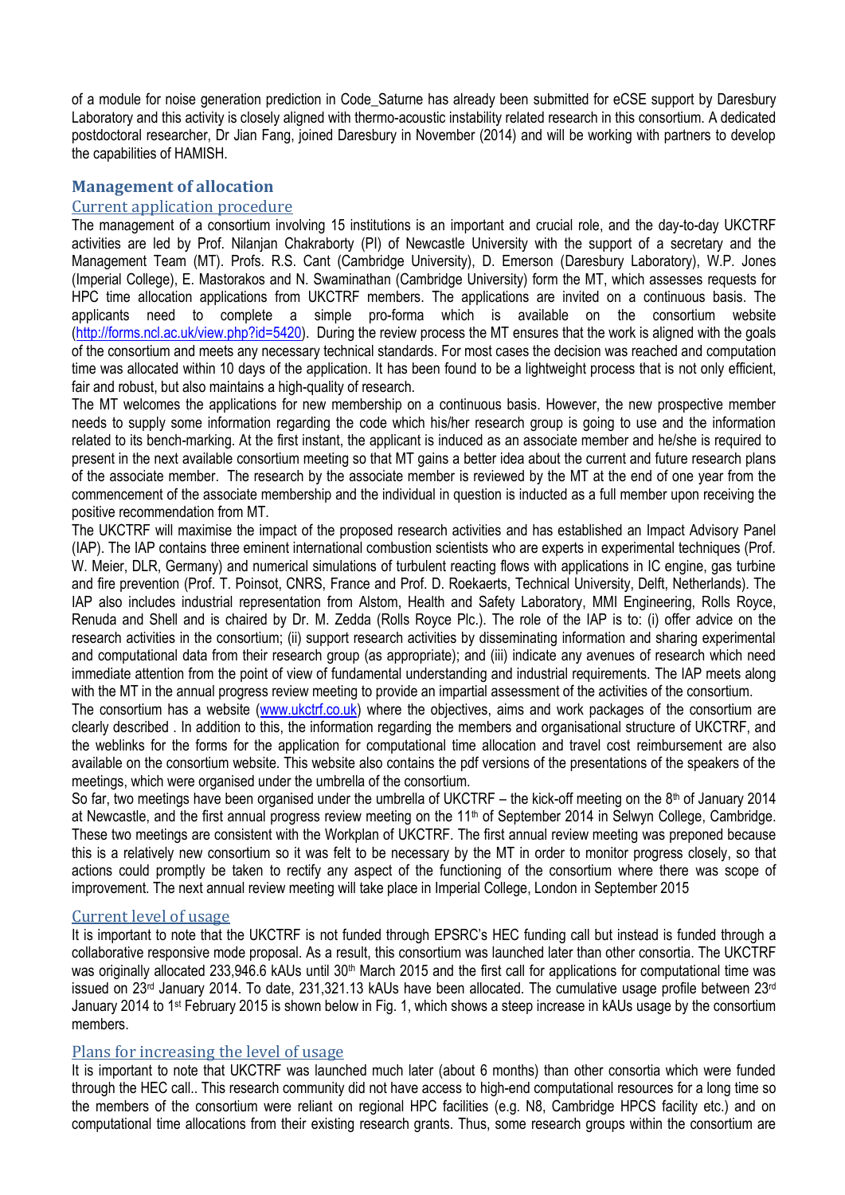of a module for noise generation prediction in Code_Saturne has already been submitted for eCSE support by Daresbury Laboratory and this activity is closely aligned with thermo-acoustic instability related research in this consortium. A dedicated postdoctoral researcher, Dr Jian Fang, joined Daresbury in November (2014) and will be working with partners to develop the capabilities of HAMISH.

## Management of allocation

### Current application procedure

The management of a consortium involving 15 institutions is an important and crucial role, and the day-to-day UKCTRF activities are led by Prof. Nilanjan Chakraborty (PI) of Newcastle University with the support of a secretary and the Management Team (MT). Profs. R.S. Cant (Cambridge University), D. Emerson (Daresbury Laboratory), W.P. Jones (Imperial College), E. Mastorakos and N. Swaminathan (Cambridge University) form the MT, which assesses requests for HPC time allocation applications from UKCTRF members. The applications are invited on a continuous basis. The applicants need to complete a simple pro-forma which is available on the consortium website (http://forms.ncl.ac.uk/view.php?id=5420). During the review process the MT ensures that the work is aligned with the goals of the consortium and meets any necessary technical standards. For most cases the decision was reached and computation time was allocated within 10 days of the application. It has been found to be a lightweight process that is not only efficient, fair and robust, but also maintains a high-quality of research.

The MT welcomes the applications for new membership on a continuous basis. However, the new prospective member needs to supply some information regarding the code which his/her research group is going to use and the information related to its bench-marking. At the first instant, the applicant is induced as an associate member and he/she is required to present in the next available consortium meeting so that MT gains a better idea about the current and future research plans of the associate member. The research by the associate member is reviewed by the MT at the end of one year from the commencement of the associate membership and the individual in question is inducted as a full member upon receiving the positive recommendation from MT.

The UKCTRF will maximise the impact of the proposed research activities and has established an Impact Advisory Panel (IAP). The IAP contains three eminent international combustion scientists who are experts in experimental techniques (Prof. W. Meier, DLR, Germany) and numerical simulations of turbulent reacting flows with applications in IC engine, gas turbine and fire prevention (Prof. T. Poinsot, CNRS, France and Prof. D. Roekaerts, Technical University, Delft, Netherlands). The IAP also includes industrial representation from Alstom, Health and Safety Laboratory, MMI Engineering, Rolls Royce, Renuda and Shell and is chaired by Dr. M. Zedda (Rolls Royce Plc.). The role of the IAP is to: (i) offer advice on the research activities in the consortium; (ii) support research activities by disseminating information and sharing experimental and computational data from their research group (as appropriate); and (iii) indicate any avenues of research which need immediate attention from the point of view of fundamental understanding and industrial requirements. The IAP meets along with the MT in the annual progress review meeting to provide an impartial assessment of the activities of the consortium.

The consortium has a website (www.ukctrf.co.uk) where the objectives, aims and work packages of the consortium are clearly described . In addition to this, the information regarding the members and organisational structure of UKCTRF, and the weblinks for the forms for the application for computational time allocation and travel cost reimbursement are also available on the consortium website. This website also contains the pdf versions of the presentations of the speakers of the meetings, which were organised under the umbrella of the consortium.

So far, two meetings have been organised under the umbrella of UKCTRF – the kick-off meeting on the 8th of January 2014 at Newcastle, and the first annual progress review meeting on the 11th of September 2014 in Selwyn College, Cambridge. These two meetings are consistent with the Workplan of UKCTRF. The first annual review meeting was preponed because this is a relatively new consortium so it was felt to be necessary by the MT in order to monitor progress closely, so that actions could promptly be taken to rectify any aspect of the functioning of the consortium where there was scope of improvement. The next annual review meeting will take place in Imperial College, London in September 2015

### Current level of usage

It is important to note that the UKCTRF is not funded through EPSRC's HEC funding call but instead is funded through a collaborative responsive mode proposal. As a result, this consortium was launched later than other consortia. The UKCTRF was originally allocated 233,946.6 kAUs until 30th March 2015 and the first call for applications for computational time was issued on 23rd January 2014. To date, 231,321.13 kAUs have been allocated. The cumulative usage profile between 23rd January 2014 to 1st February 2015 is shown below in Fig. 1, which shows a steep increase in kAUs usage by the consortium members.

### Plans for increasing the level of usage

It is important to note that UKCTRF was launched much later (about 6 months) than other consortia which were funded through the HEC call.. This research community did not have access to high-end computational resources for a long time so the members of the consortium were reliant on regional HPC facilities (e.g. N8, Cambridge HPCS facility etc.) and on computational time allocations from their existing research grants. Thus, some research groups within the consortium are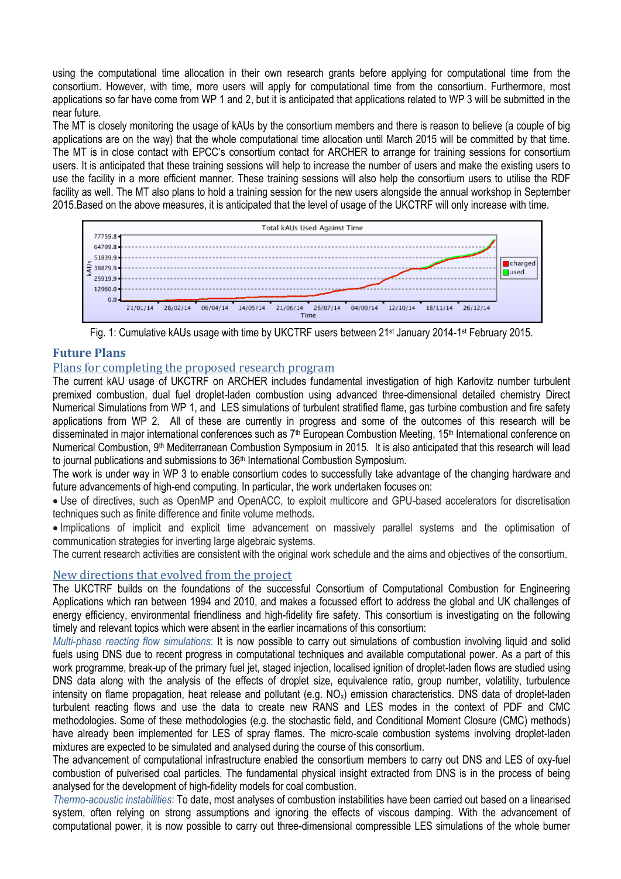using the computational time allocation in their own research grants before applying for computational time from the consortium. However, with time, more users will apply for computational time from the consortium. Furthermore, most applications so far have come from WP 1 and 2, but it is anticipated that applications related to WP 3 will be submitted in the near future.

The MT is closely monitoring the usage of kAUs by the consortium members and there is reason to believe (a couple of big applications are on the way) that the whole computational time allocation until March 2015 will be committed by that time. The MT is in close contact with EPCC's consortium contact for ARCHER to arrange for training sessions for consortium users. It is anticipated that these training sessions will help to increase the number of users and make the existing users to use the facility in a more efficient manner. These training sessions will also help the consortium users to utilise the RDF facility as well. The MT also plans to hold a training session for the new users alongside the annual workshop in September 2015.Based on the above measures, it is anticipated that the level of usage of the UKCTRF will only increase with time.

Fig. 1: Cumulative kAUs usage with time by UKCTRF users between 21[st] January 2014-1[st] February 2015.

## Future Plans

### Plans for completing the proposed research program

The current kAU usage of UKCTRF on ARCHER includes fundamental investigation of high Karlovitz number turbulent premixed combustion, dual fuel droplet-laden combustion using advanced three-dimensional detailed chemistry Direct Numerical Simulations from WP 1, and LES simulations of turbulent stratified flame, gas turbine combustion and fire safety applications from WP 2. All of these are currently in progress and some of the outcomes of this research will be disseminated in major international conferences such as 7[th] European Combustion Meeting, 15[th] International conference on Numerical Combustion, 9[th] Mediterranean Combustion Symposium in 2015. It is also anticipated that this research will lead to journal publications and submissions to 36[th] International Combustion Symposium.

The work is under way in WP 3 to enable consortium codes to successfully take advantage of the changing hardware and future advancements of high-end computing. In particular, the work undertaken focuses on:

- Use of directives, such as OpenMP and OpenACC, to exploit multicore and GPU-based accelerators for discretisation techniques such as finite difference and finite volume methods.
- Implications of implicit and explicit time advancement on massively parallel systems and the optimisation of communication strategies for inverting large algebraic systems.

The current research activities are consistent with the original work schedule and the aims and objectives of the consortium.

### New directions that evolved from the project

The UKCTRF builds on the foundations of the successful Consortium of Computational Combustion for Engineering Applications which ran between 1994 and 2010, and makes a focussed effort to address the global and UK challenges of energy efficiency, environmental friendliness and high-fidelity fire safety. This consortium is investigating on the following timely and relevant topics which were absent in the earlier incarnations of this consortium:

*Multi-phase reacting flow simulations*: It is now possible to carry out simulations of combustion involving liquid and solid fuels using DNS due to recent progress in computational techniques and available computational power. As a part of this work programme, break-up of the primary fuel jet, staged injection, localised ignition of droplet-laden flows are studied using DNS data along with the analysis of the effects of droplet size, equivalence ratio, group number, volatility, turbulence intensity on flame propagation, heat release and pollutant (e.g. $NO_x$) emission characteristics. DNS data of droplet-laden turbulent reacting flows and use the data to create new RANS and LES modes in the context of PDF and CMC methodologies. Some of these methodologies (e.g. the stochastic field, and Conditional Moment Closure (CMC) methods) have already been implemented for LES of spray flames. The micro-scale combustion systems involving droplet-laden mixtures are expected to be simulated and analysed during the course of this consortium.

The advancement of computational infrastructure enabled the consortium members to carry out DNS and LES of oxy-fuel combustion of pulverised coal particles. The fundamental physical insight extracted from DNS is in the process of being analysed for the development of high-fidelity models for coal combustion.

*Thermo-acoustic instabilities*: To date, most analyses of combustion instabilities have been carried out based on a linearised system, often relying on strong assumptions and ignoring the effects of viscous damping. With the advancement of computational power, it is now possible to carry out three-dimensional compressible LES simulations of the whole burner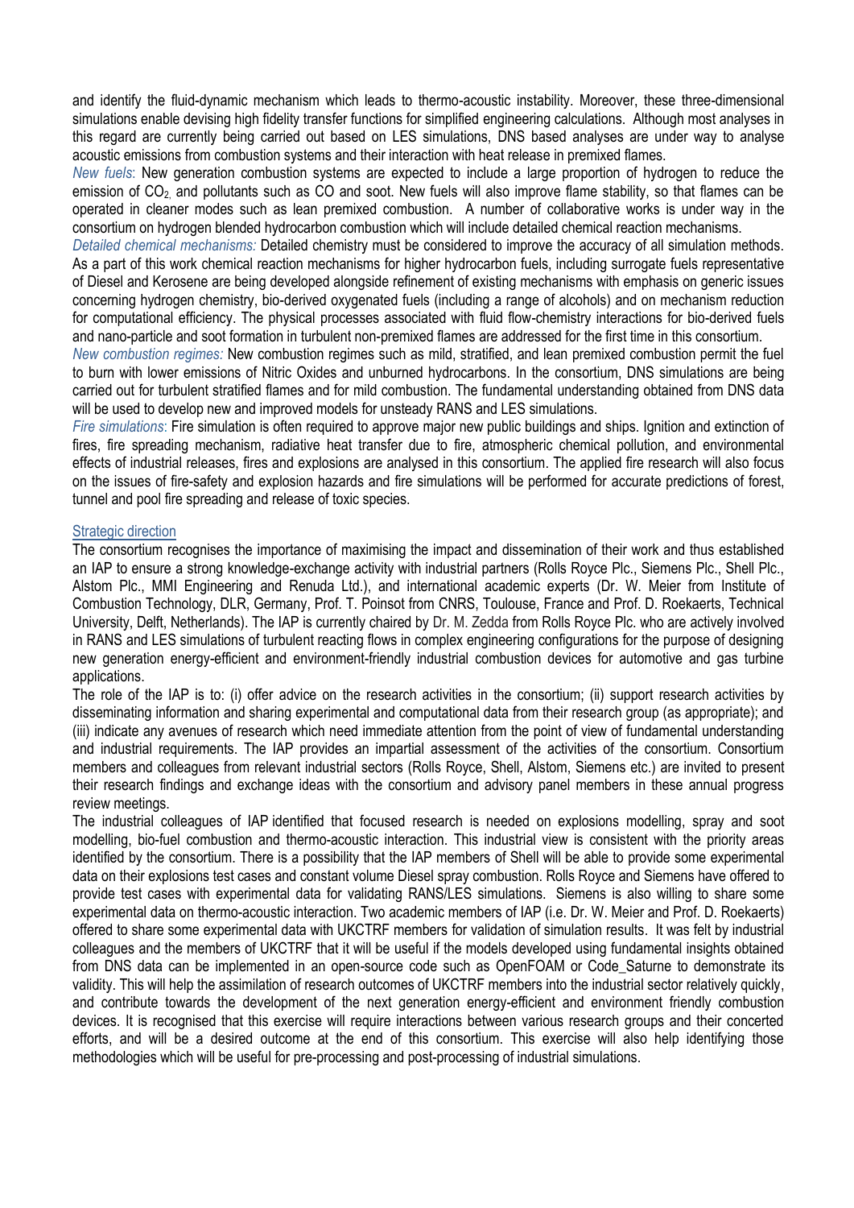and identify the fluid-dynamic mechanism which leads to thermo-acoustic instability. Moreover, these three-dimensional simulations enable devising high fidelity transfer functions for simplified engineering calculations. Although most analyses in this regard are currently being carried out based on LES simulations, DNS based analyses are under way to analyse acoustic emissions from combustion systems and their interaction with heat release in premixed flames.

*New fuels*: New generation combustion systems are expected to include a large proportion of hydrogen to reduce the emission of $CO_2$, and pollutants such as CO and soot. New fuels will also improve flame stability, so that flames can be operated in cleaner modes such as lean premixed combustion. A number of collaborative works is under way in the consortium on hydrogen blended hydrocarbon combustion which will include detailed chemical reaction mechanisms.

*Detailed chemical mechanisms:* Detailed chemistry must be considered to improve the accuracy of all simulation methods. As a part of this work chemical reaction mechanisms for higher hydrocarbon fuels, including surrogate fuels representative of Diesel and Kerosene are being developed alongside refinement of existing mechanisms with emphasis on generic issues concerning hydrogen chemistry, bio-derived oxygenated fuels (including a range of alcohols) and on mechanism reduction for computational efficiency. The physical processes associated with fluid flow-chemistry interactions for bio-derived fuels and nano-particle and soot formation in turbulent non-premixed flames are addressed for the first time in this consortium.

*New combustion regimes:* New combustion regimes such as mild, stratified, and lean premixed combustion permit the fuel to burn with lower emissions of Nitric Oxides and unburned hydrocarbons. In the consortium, DNS simulations are being carried out for turbulent stratified flames and for mild combustion. The fundamental understanding obtained from DNS data will be used to develop new and improved models for unsteady RANS and LES simulations.

*Fire simulations*: Fire simulation is often required to approve major new public buildings and ships. Ignition and extinction of fires, fire spreading mechanism, radiative heat transfer due to fire, atmospheric chemical pollution, and environmental effects of industrial releases, fires and explosions are analysed in this consortium. The applied fire research will also focus on the issues of fire-safety and explosion hazards and fire simulations will be performed for accurate predictions of forest, tunnel and pool fire spreading and release of toxic species.

## Strategic direction

The consortium recognises the importance of maximising the impact and dissemination of their work and thus established an IAP to ensure a strong knowledge-exchange activity with industrial partners (Rolls Royce Plc., Siemens Plc., Shell Plc., Alstom Plc., MMI Engineering and Renuda Ltd.), and international academic experts (Dr. W. Meier from Institute of Combustion Technology, DLR, Germany, Prof. T. Poinsot from CNRS, Toulouse, France and Prof. D. Roekaerts, Technical University, Delft, Netherlands). The IAP is currently chaired by Dr. M. Zedda from Rolls Royce Plc. who are actively involved in RANS and LES simulations of turbulent reacting flows in complex engineering configurations for the purpose of designing new generation energy-efficient and environment-friendly industrial combustion devices for automotive and gas turbine applications.

The role of the IAP is to: (i) offer advice on the research activities in the consortium; (ii) support research activities by disseminating information and sharing experimental and computational data from their research group (as appropriate); and (iii) indicate any avenues of research which need immediate attention from the point of view of fundamental understanding and industrial requirements. The IAP provides an impartial assessment of the activities of the consortium. Consortium members and colleagues from relevant industrial sectors (Rolls Royce, Shell, Alstom, Siemens etc.) are invited to present their research findings and exchange ideas with the consortium and advisory panel members in these annual progress review meetings.

The industrial colleagues of IAP identified that focused research is needed on explosions modelling, spray and soot modelling, bio-fuel combustion and thermo-acoustic interaction. This industrial view is consistent with the priority areas identified by the consortium. There is a possibility that the IAP members of Shell will be able to provide some experimental data on their explosions test cases and constant volume Diesel spray combustion. Rolls Royce and Siemens have offered to provide test cases with experimental data for validating RANS/LES simulations. Siemens is also willing to share some experimental data on thermo-acoustic interaction. Two academic members of IAP (i.e. Dr. W. Meier and Prof. D. Roekaerts) offered to share some experimental data with UKCTRF members for validation of simulation results. It was felt by industrial colleagues and the members of UKCTRF that it will be useful if the models developed using fundamental insights obtained from DNS data can be implemented in an open-source code such as OpenFOAM or Code_Saturne to demonstrate its validity. This will help the assimilation of research outcomes of UKCTRF members into the industrial sector relatively quickly, and contribute towards the development of the next generation energy-efficient and environment friendly combustion devices. It is recognised that this exercise will require interactions between various research groups and their concerted efforts, and will be a desired outcome at the end of this consortium. This exercise will also help identifying those methodologies which will be useful for pre-processing and post-processing of industrial simulations.